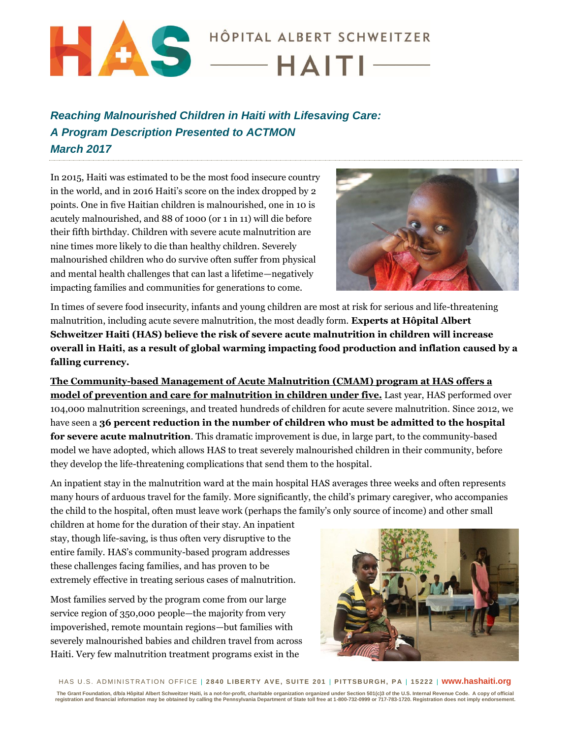# HÔPITAL ALBERT SCHWEITZER HAITI

***Reaching Malnourished Children in Haiti with Lifesaving Care:***
***A Program Description Presented to ACTMON***
***March 2017***

In 2015, Haiti was estimated to be the most food insecure country in the world, and in 2016 Haiti's score on the index dropped by 2 points. One in five Haitian children is malnourished, one in 10 is acutely malnourished, and 88 of 1000 (or 1 in 11) will die before their fifth birthday. Children with severe acute malnutrition are nine times more likely to die than healthy children. Severely malnourished children who do survive often suffer from physical and mental health challenges that can last a lifetime—negatively impacting families and communities for generations to come.

In times of severe food insecurity, infants and young children are most at risk for serious and life-threatening malnutrition, including acute severe malnutrition, the most deadly form. **Experts at Hôpital Albert Schweitzer Haiti (HAS) believe the risk of severe acute malnutrition in children will increase overall in Haiti, as a result of global warming impacting food production and inflation caused by a falling currency.**

**The Community-based Management of Acute Malnutrition (CMAM) program at HAS offers a model of prevention and care for malnutrition in children under five.** Last year, HAS performed over 104,000 malnutrition screenings, and treated hundreds of children for acute severe malnutrition. Since 2012, we have seen a **36 percent reduction in the number of children who must be admitted to the hospital for severe acute malnutrition**. This dramatic improvement is due, in large part, to the community-based model we have adopted, which allows HAS to treat severely malnourished children in their community, before they develop the life-threatening complications that send them to the hospital.

An inpatient stay in the malnutrition ward at the main hospital HAS averages three weeks and often represents many hours of arduous travel for the family. More significantly, the child's primary caregiver, who accompanies the child to the hospital, often must leave work (perhaps the family's only source of income) and other small children at home for the duration of their stay. An inpatient stay, though life-saving, is thus often very disruptive to the entire family. HAS's community-based program addresses these challenges facing families, and has proven to be extremely effective in treating serious cases of malnutrition.

Most families served by the program come from our large service region of 350,000 people—the majority from very impoverished, remote mountain regions—but families with severely malnourished babies and children travel from across Haiti. Very few malnutrition treatment programs exist in the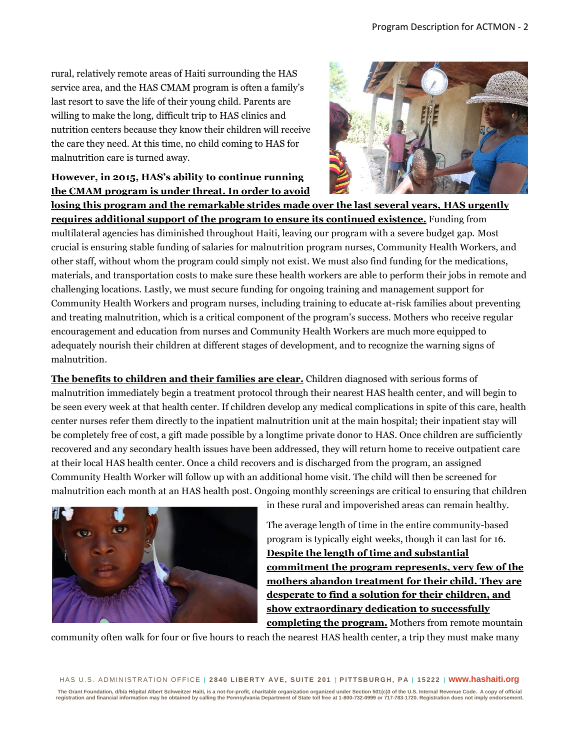rural, relatively remote areas of Haiti surrounding the HAS service area, and the HAS CMAM program is often a family's last resort to save the life of their young child. Parents are willing to make the long, difficult trip to HAS clinics and nutrition centers because they know their children will receive the care they need. At this time, no child coming to HAS for malnutrition care is turned away.

**However, in 2015, HAS's ability to continue running the CMAM program is under threat. In order to avoid losing this program and the remarkable strides made over the last several years, HAS urgently requires additional support of the program to ensure its continued existence.** Funding from multilateral agencies has diminished throughout Haiti, leaving our program with a severe budget gap. Most crucial is ensuring stable funding of salaries for malnutrition program nurses, Community Health Workers, and other staff, without whom the program could simply not exist. We must also find funding for the medications, materials, and transportation costs to make sure these health workers are able to perform their jobs in remote and challenging locations. Lastly, we must secure funding for ongoing training and management support for Community Health Workers and program nurses, including training to educate at-risk families about preventing and treating malnutrition, which is a critical component of the program's success. Mothers who receive regular encouragement and education from nurses and Community Health Workers are much more equipped to adequately nourish their children at different stages of development, and to recognize the warning signs of malnutrition.

**The benefits to children and their families are clear.** Children diagnosed with serious forms of malnutrition immediately begin a treatment protocol through their nearest HAS health center, and will begin to be seen every week at that health center. If children develop any medical complications in spite of this care, health center nurses refer them directly to the inpatient malnutrition unit at the main hospital; their inpatient stay will be completely free of cost, a gift made possible by a longtime private donor to HAS. Once children are sufficiently recovered and any secondary health issues have been addressed, they will return home to receive outpatient care at their local HAS health center. Once a child recovers and is discharged from the program, an assigned Community Health Worker will follow up with an additional home visit. The child will then be screened for malnutrition each month at an HAS health post. Ongoing monthly screenings are critical to ensuring that children in these rural and impoverished areas can remain healthy.

The average length of time in the entire community-based program is typically eight weeks, though it can last for 16. **Despite the length of time and substantial commitment the program represents, very few of the mothers abandon treatment for their child. They are desperate to find a solution for their children, and show extraordinary dedication to successfully completing the program.** Mothers from remote mountain community often walk for four or five hours to reach the nearest HAS health center, a trip they must make many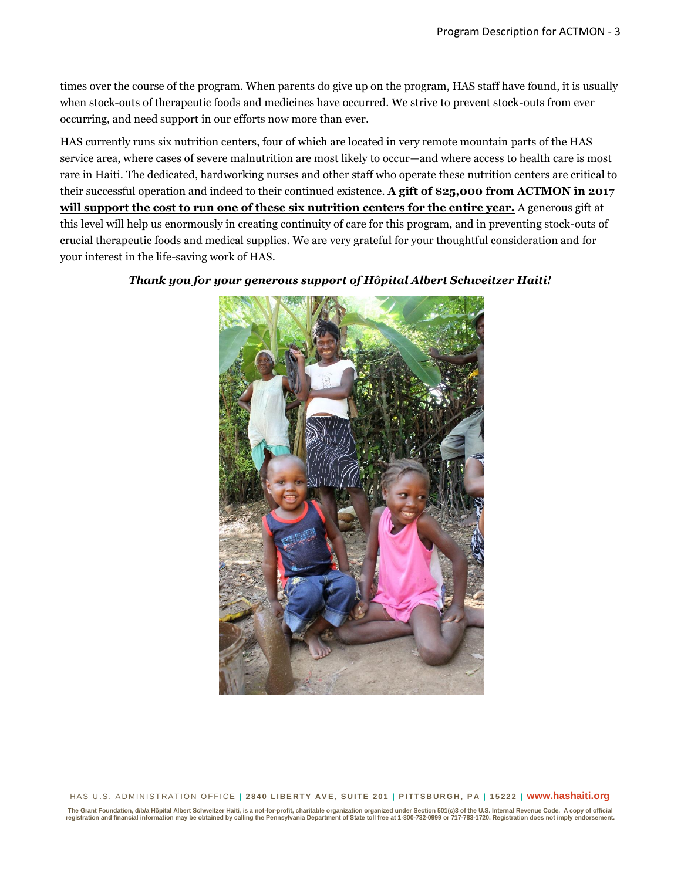times over the course of the program. When parents do give up on the program, HAS staff have found, it is usually when stock-outs of therapeutic foods and medicines have occurred. We strive to prevent stock-outs from ever occurring, and need support in our efforts now more than ever.

HAS currently runs six nutrition centers, four of which are located in very remote mountain parts of the HAS service area, where cases of severe malnutrition are most likely to occur—and where access to health care is most rare in Haiti. The dedicated, hardworking nurses and other staff who operate these nutrition centers are critical to their successful operation and indeed to their continued existence. **A gift of $25,000 from ACTMON in 2017 will support the cost to run one of these six nutrition centers for the entire year.** A generous gift at this level will help us enormously in creating continuity of care for this program, and in preventing stock-outs of crucial therapeutic foods and medical supplies. We are very grateful for your thoughtful consideration and for your interest in the life-saving work of HAS.

***Thank you for your generous support of Hôpital Albert Schweitzer Haiti!***

HAS U.S. ADMINISTRATION OFFICE | **2840 LIBERTY AVE, SUITE 201** | **PITTSBURGH, PA** | **15222** | **www.hashaiti.org**

**The Grant Foundation, d/b/a Hôpital Albert Schweitzer Haiti, is a not-for-profit, charitable organization organized under Section 501(c)3 of the U.S. Internal Revenue Code. A copy of official registration and financial information may be obtained by calling the Pennsylvania Department of State toll free at 1-800-732-0999 or 717-783-1720. Registration does not imply endorsement.**